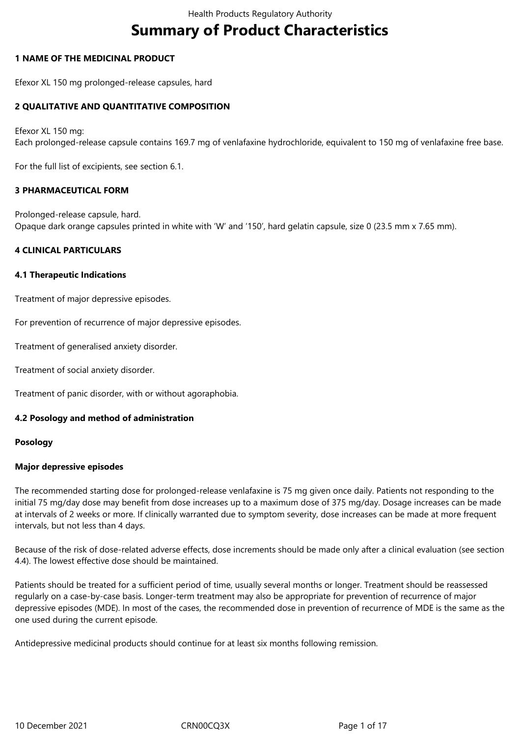# Summary of Product Characteristics

## 1 NAME OF THE MEDICINAL PRODUCT

Efexor XL 150 mg prolonged-release capsules, hard

## 2 QUALITATIVE AND QUANTITATIVE COMPOSITION

Efexor XL 150 mg:
Each prolonged-release capsule contains 169.7 mg of venlafaxine hydrochloride, equivalent to 150 mg of venlafaxine free base.

For the full list of excipients, see section 6.1.

## 3 PHARMACEUTICAL FORM

Prolonged-release capsule, hard.
Opaque dark orange capsules printed in white with 'W' and '150', hard gelatin capsule, size 0 (23.5 mm x 7.65 mm).

## 4 CLINICAL PARTICULARS

### 4.1 Therapeutic Indications

Treatment of major depressive episodes.

For prevention of recurrence of major depressive episodes.

Treatment of generalised anxiety disorder.

Treatment of social anxiety disorder.

Treatment of panic disorder, with or without agoraphobia.

### 4.2 Posology and method of administration

**Posology**

**Major depressive episodes**

The recommended starting dose for prolonged-release venlafaxine is 75 mg given once daily. Patients not responding to the initial 75 mg/day dose may benefit from dose increases up to a maximum dose of 375 mg/day. Dosage increases can be made at intervals of 2 weeks or more. If clinically warranted due to symptom severity, dose increases can be made at more frequent intervals, but not less than 4 days.

Because of the risk of dose-related adverse effects, dose increments should be made only after a clinical evaluation (see section 4.4). The lowest effective dose should be maintained.

Patients should be treated for a sufficient period of time, usually several months or longer. Treatment should be reassessed regularly on a case-by-case basis. Longer-term treatment may also be appropriate for prevention of recurrence of major depressive episodes (MDE). In most of the cases, the recommended dose in prevention of recurrence of MDE is the same as the one used during the current episode.

Antidepressive medicinal products should continue for at least six months following remission.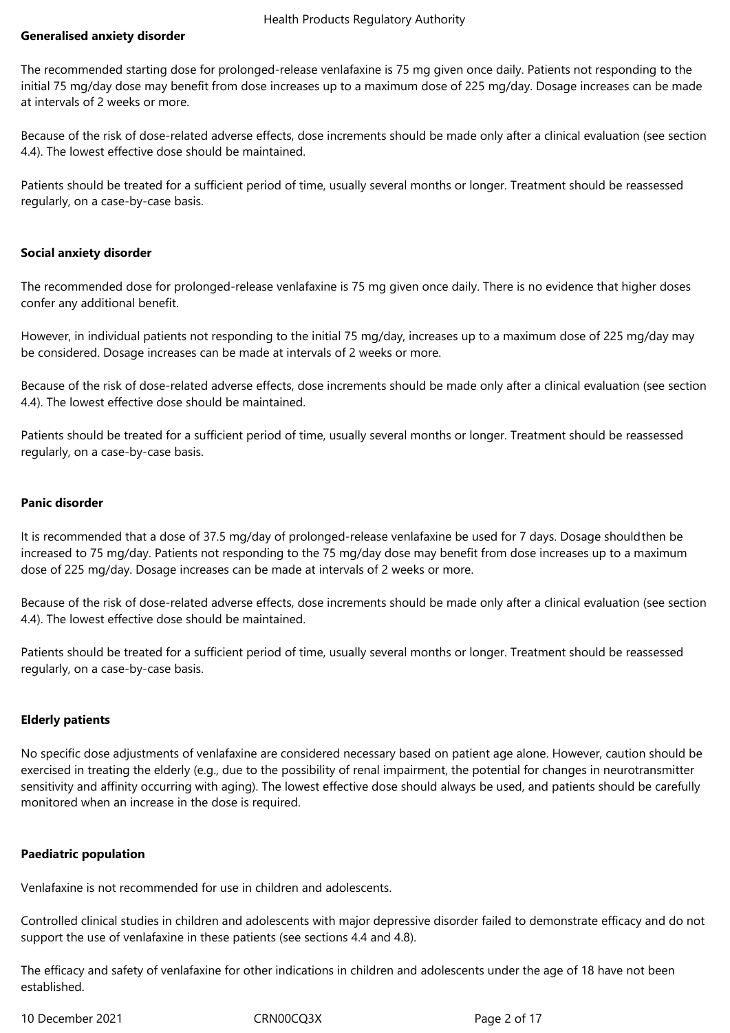**Generalised anxiety disorder**

The recommended starting dose for prolonged-release venlafaxine is 75 mg given once daily. Patients not responding to the initial 75 mg/day dose may benefit from dose increases up to a maximum dose of 225 mg/day. Dosage increases can be made at intervals of 2 weeks or more.

Because of the risk of dose-related adverse effects, dose increments should be made only after a clinical evaluation (see section 4.4). The lowest effective dose should be maintained.

Patients should be treated for a sufficient period of time, usually several months or longer. Treatment should be reassessed regularly, on a case-by-case basis.

**Social anxiety disorder**

The recommended dose for prolonged-release venlafaxine is 75 mg given once daily. There is no evidence that higher doses confer any additional benefit.

However, in individual patients not responding to the initial 75 mg/day, increases up to a maximum dose of 225 mg/day may be considered. Dosage increases can be made at intervals of 2 weeks or more.

Because of the risk of dose-related adverse effects, dose increments should be made only after a clinical evaluation (see section 4.4). The lowest effective dose should be maintained.

Patients should be treated for a sufficient period of time, usually several months or longer. Treatment should be reassessed regularly, on a case-by-case basis.

**Panic disorder**

It is recommended that a dose of 37.5 mg/day of prolonged-release venlafaxine be used for 7 days. Dosage should then be increased to 75 mg/day. Patients not responding to the 75 mg/day dose may benefit from dose increases up to a maximum dose of 225 mg/day. Dosage increases can be made at intervals of 2 weeks or more.

Because of the risk of dose-related adverse effects, dose increments should be made only after a clinical evaluation (see section 4.4). The lowest effective dose should be maintained.

Patients should be treated for a sufficient period of time, usually several months or longer. Treatment should be reassessed regularly, on a case-by-case basis.

**Elderly patients**

No specific dose adjustments of venlafaxine are considered necessary based on patient age alone. However, caution should be exercised in treating the elderly (e.g., due to the possibility of renal impairment, the potential for changes in neurotransmitter sensitivity and affinity occurring with aging). The lowest effective dose should always be used, and patients should be carefully monitored when an increase in the dose is required.

**Paediatric population**

Venlafaxine is not recommended for use in children and adolescents.

Controlled clinical studies in children and adolescents with major depressive disorder failed to demonstrate efficacy and do not support the use of venlafaxine in these patients (see sections 4.4 and 4.8).

The efficacy and safety of venlafaxine for other indications in children and adolescents under the age of 18 have not been established.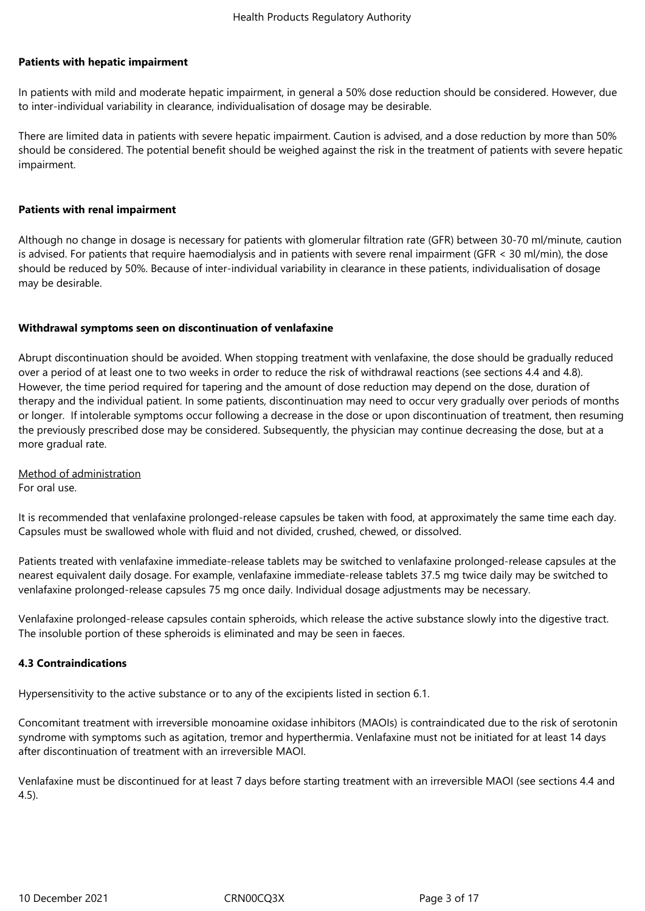**Patients with hepatic impairment**

In patients with mild and moderate hepatic impairment, in general a 50% dose reduction should be considered. However, due to inter-individual variability in clearance, individualisation of dosage may be desirable.

There are limited data in patients with severe hepatic impairment. Caution is advised, and a dose reduction by more than 50% should be considered. The potential benefit should be weighed against the risk in the treatment of patients with severe hepatic impairment.

**Patients with renal impairment**

Although no change in dosage is necessary for patients with glomerular filtration rate (GFR) between 30-70 ml/minute, caution is advised. For patients that require haemodialysis and in patients with severe renal impairment (GFR < 30 ml/min), the dose should be reduced by 50%. Because of inter-individual variability in clearance in these patients, individualisation of dosage may be desirable.

**Withdrawal symptoms seen on discontinuation of venlafaxine**

Abrupt discontinuation should be avoided. When stopping treatment with venlafaxine, the dose should be gradually reduced over a period of at least one to two weeks in order to reduce the risk of withdrawal reactions (see sections 4.4 and 4.8). However, the time period required for tapering and the amount of dose reduction may depend on the dose, duration of therapy and the individual patient. In some patients, discontinuation may need to occur very gradually over periods of months or longer. If intolerable symptoms occur following a decrease in the dose or upon discontinuation of treatment, then resuming the previously prescribed dose may be considered. Subsequently, the physician may continue decreasing the dose, but at a more gradual rate.

<u>Method of administration</u>
For oral use.

It is recommended that venlafaxine prolonged-release capsules be taken with food, at approximately the same time each day. Capsules must be swallowed whole with fluid and not divided, crushed, chewed, or dissolved.

Patients treated with venlafaxine immediate-release tablets may be switched to venlafaxine prolonged-release capsules at the nearest equivalent daily dosage. For example, venlafaxine immediate-release tablets 37.5 mg twice daily may be switched to venlafaxine prolonged-release capsules 75 mg once daily. Individual dosage adjustments may be necessary.

Venlafaxine prolonged-release capsules contain spheroids, which release the active substance slowly into the digestive tract. The insoluble portion of these spheroids is eliminated and may be seen in faeces.

**4.3 Contraindications**

Hypersensitivity to the active substance or to any of the excipients listed in section 6.1.

Concomitant treatment with irreversible monoamine oxidase inhibitors (MAOIs) is contraindicated due to the risk of serotonin syndrome with symptoms such as agitation, tremor and hyperthermia. Venlafaxine must not be initiated for at least 14 days after discontinuation of treatment with an irreversible MAOI.

Venlafaxine must be discontinued for at least 7 days before starting treatment with an irreversible MAOI (see sections 4.4 and 4.5).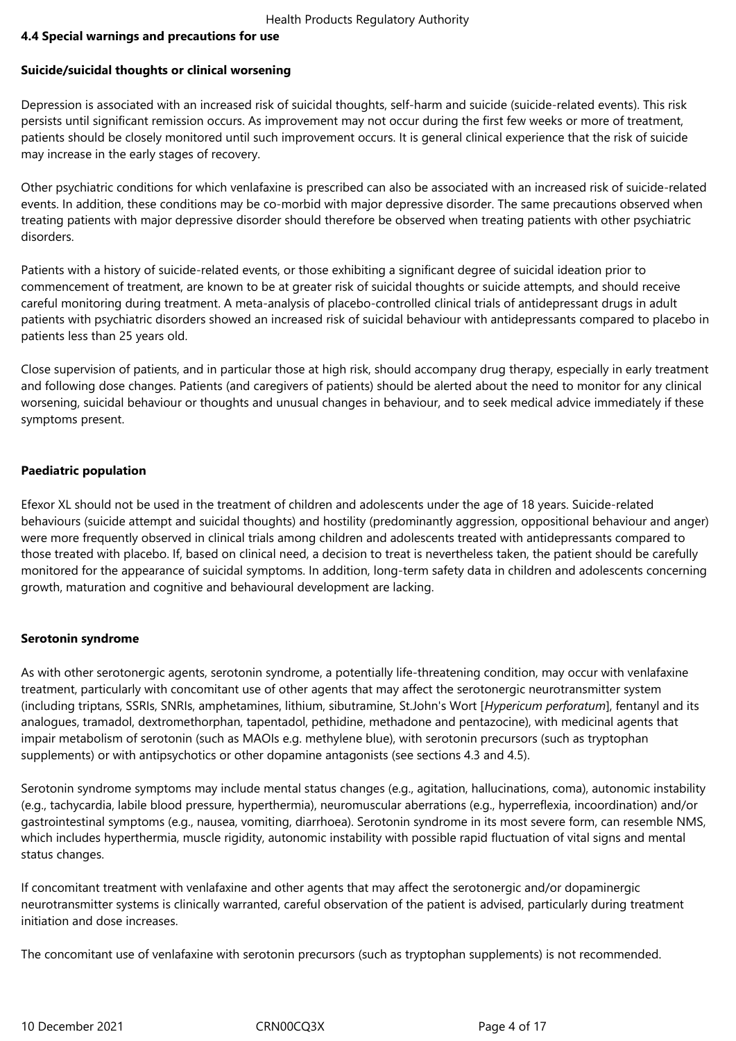## 4.4 Special warnings and precautions for use

**Suicide/suicidal thoughts or clinical worsening**

Depression is associated with an increased risk of suicidal thoughts, self-harm and suicide (suicide-related events). This risk persists until significant remission occurs. As improvement may not occur during the first few weeks or more of treatment, patients should be closely monitored until such improvement occurs. It is general clinical experience that the risk of suicide may increase in the early stages of recovery.

Other psychiatric conditions for which venlafaxine is prescribed can also be associated with an increased risk of suicide-related events. In addition, these conditions may be co-morbid with major depressive disorder. The same precautions observed when treating patients with major depressive disorder should therefore be observed when treating patients with other psychiatric disorders.

Patients with a history of suicide-related events, or those exhibiting a significant degree of suicidal ideation prior to commencement of treatment, are known to be at greater risk of suicidal thoughts or suicide attempts, and should receive careful monitoring during treatment. A meta-analysis of placebo-controlled clinical trials of antidepressant drugs in adult patients with psychiatric disorders showed an increased risk of suicidal behaviour with antidepressants compared to placebo in patients less than 25 years old.

Close supervision of patients, and in particular those at high risk, should accompany drug therapy, especially in early treatment and following dose changes. Patients (and caregivers of patients) should be alerted about the need to monitor for any clinical worsening, suicidal behaviour or thoughts and unusual changes in behaviour, and to seek medical advice immediately if these symptoms present.

**Paediatric population**

Efexor XL should not be used in the treatment of children and adolescents under the age of 18 years. Suicide-related behaviours (suicide attempt and suicidal thoughts) and hostility (predominantly aggression, oppositional behaviour and anger) were more frequently observed in clinical trials among children and adolescents treated with antidepressants compared to those treated with placebo. If, based on clinical need, a decision to treat is nevertheless taken, the patient should be carefully monitored for the appearance of suicidal symptoms. In addition, long-term safety data in children and adolescents concerning growth, maturation and cognitive and behavioural development are lacking.

**Serotonin syndrome**

As with other serotonergic agents, serotonin syndrome, a potentially life-threatening condition, may occur with venlafaxine treatment, particularly with concomitant use of other agents that may affect the serotonergic neurotransmitter system (including triptans, SSRIs, SNRIs, amphetamines, lithium, sibutramine, St.John's Wort [*Hypericum perforatum*], fentanyl and its analogues, tramadol, dextromethorphan, tapentadol, pethidine, methadone and pentazocine), with medicinal agents that impair metabolism of serotonin (such as MAOIs e.g. methylene blue), with serotonin precursors (such as tryptophan supplements) or with antipsychotics or other dopamine antagonists (see sections 4.3 and 4.5).

Serotonin syndrome symptoms may include mental status changes (e.g., agitation, hallucinations, coma), autonomic instability (e.g., tachycardia, labile blood pressure, hyperthermia), neuromuscular aberrations (e.g., hyperreflexia, incoordination) and/or gastrointestinal symptoms (e.g., nausea, vomiting, diarrhoea). Serotonin syndrome in its most severe form, can resemble NMS, which includes hyperthermia, muscle rigidity, autonomic instability with possible rapid fluctuation of vital signs and mental status changes.

If concomitant treatment with venlafaxine and other agents that may affect the serotonergic and/or dopaminergic neurotransmitter systems is clinically warranted, careful observation of the patient is advised, particularly during treatment initiation and dose increases.

The concomitant use of venlafaxine with serotonin precursors (such as tryptophan supplements) is not recommended.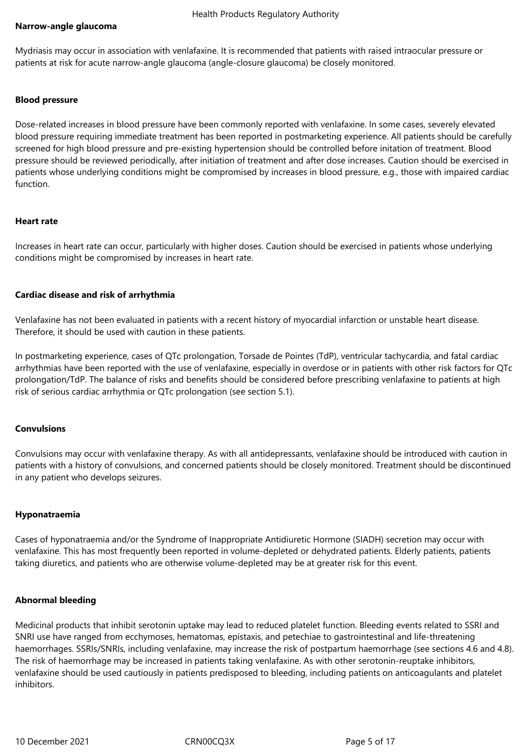**Narrow-angle glaucoma**

Mydriasis may occur in association with venlafaxine. It is recommended that patients with raised intraocular pressure or patients at risk for acute narrow-angle glaucoma (angle-closure glaucoma) be closely monitored.

**Blood pressure**

Dose-related increases in blood pressure have been commonly reported with venlafaxine. In some cases, severely elevated blood pressure requiring immediate treatment has been reported in postmarketing experience. All patients should be carefully screened for high blood pressure and pre-existing hypertension should be controlled before initation of treatment. Blood pressure should be reviewed periodically, after initiation of treatment and after dose increases. Caution should be exercised in patients whose underlying conditions might be compromised by increases in blood pressure, e.g., those with impaired cardiac function.

**Heart rate**

Increases in heart rate can occur, particularly with higher doses. Caution should be exercised in patients whose underlying conditions might be compromised by increases in heart rate.

**Cardiac disease and risk of arrhythmia**

Venlafaxine has not been evaluated in patients with a recent history of myocardial infarction or unstable heart disease. Therefore, it should be used with caution in these patients.

In postmarketing experience, cases of QTc prolongation, Torsade de Pointes (TdP), ventricular tachycardia, and fatal cardiac arrhythmias have been reported with the use of venlafaxine, especially in overdose or in patients with other risk factors for QTc prolongation/TdP. The balance of risks and benefits should be considered before prescribing venlafaxine to patients at high risk of serious cardiac arrhythmia or QTc prolongation (see section 5.1).

**Convulsions**

Convulsions may occur with venlafaxine therapy. As with all antidepressants, venlafaxine should be introduced with caution in patients with a history of convulsions, and concerned patients should be closely monitored. Treatment should be discontinued in any patient who develops seizures.

**Hyponatraemia**

Cases of hyponatraemia and/or the Syndrome of Inappropriate Antidiuretic Hormone (SIADH) secretion may occur with venlafaxine. This has most frequently been reported in volume-depleted or dehydrated patients. Elderly patients, patients taking diuretics, and patients who are otherwise volume-depleted may be at greater risk for this event.

**Abnormal bleeding**

Medicinal products that inhibit serotonin uptake may lead to reduced platelet function. Bleeding events related to SSRI and SNRI use have ranged from ecchymoses, hematomas, epistaxis, and petechiae to gastrointestinal and life-threatening haemorrhages. SSRIs/SNRIs, including venlafaxine, may increase the risk of postpartum haemorrhage (see sections 4.6 and 4.8). The risk of haemorrhage may be increased in patients taking venlafaxine. As with other serotonin-reuptake inhibitors, venlafaxine should be used cautiously in patients predisposed to bleeding, including patients on anticoagulants and platelet inhibitors.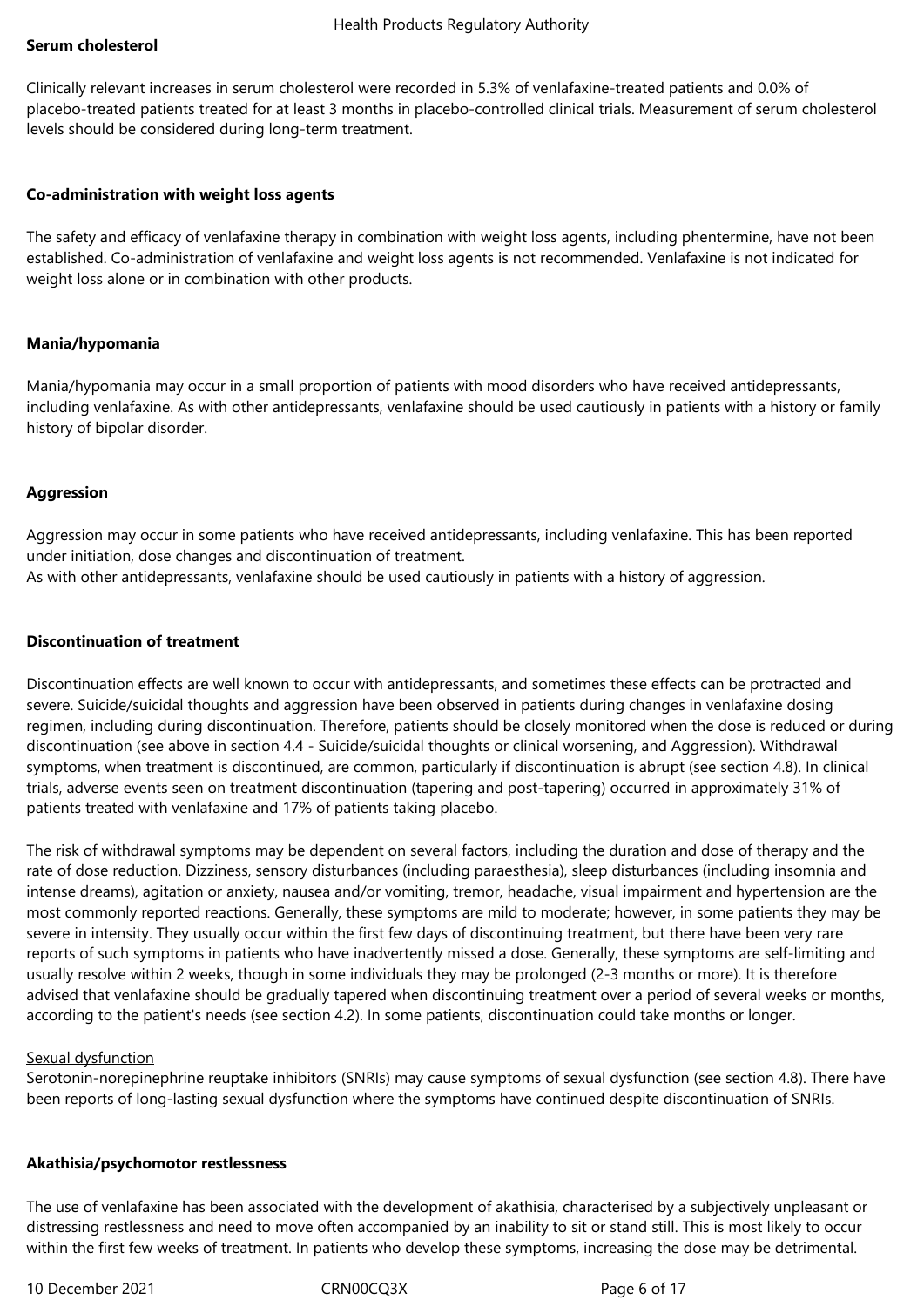**Serum cholesterol**

Clinically relevant increases in serum cholesterol were recorded in 5.3% of venlafaxine-treated patients and 0.0% of placebo-treated patients treated for at least 3 months in placebo-controlled clinical trials. Measurement of serum cholesterol levels should be considered during long-term treatment.

**Co-administration with weight loss agents**

The safety and efficacy of venlafaxine therapy in combination with weight loss agents, including phentermine, have not been established. Co-administration of venlafaxine and weight loss agents is not recommended. Venlafaxine is not indicated for weight loss alone or in combination with other products.

**Mania/hypomania**

Mania/hypomania may occur in a small proportion of patients with mood disorders who have received antidepressants, including venlafaxine. As with other antidepressants, venlafaxine should be used cautiously in patients with a history or family history of bipolar disorder.

**Aggression**

Aggression may occur in some patients who have received antidepressants, including venlafaxine. This has been reported under initiation, dose changes and discontinuation of treatment.
As with other antidepressants, venlafaxine should be used cautiously in patients with a history of aggression.

**Discontinuation of treatment**

Discontinuation effects are well known to occur with antidepressants, and sometimes these effects can be protracted and severe. Suicide/suicidal thoughts and aggression have been observed in patients during changes in venlafaxine dosing regimen, including during discontinuation. Therefore, patients should be closely monitored when the dose is reduced or during discontinuation (see above in section 4.4 - Suicide/suicidal thoughts or clinical worsening, and Aggression). Withdrawal symptoms, when treatment is discontinued, are common, particularly if discontinuation is abrupt (see section 4.8). In clinical trials, adverse events seen on treatment discontinuation (tapering and post-tapering) occurred in approximately 31% of patients treated with venlafaxine and 17% of patients taking placebo.

The risk of withdrawal symptoms may be dependent on several factors, including the duration and dose of therapy and the rate of dose reduction. Dizziness, sensory disturbances (including paraesthesia), sleep disturbances (including insomnia and intense dreams), agitation or anxiety, nausea and/or vomiting, tremor, headache, visual impairment and hypertension are the most commonly reported reactions. Generally, these symptoms are mild to moderate; however, in some patients they may be severe in intensity. They usually occur within the first few days of discontinuing treatment, but there have been very rare reports of such symptoms in patients who have inadvertently missed a dose. Generally, these symptoms are self-limiting and usually resolve within 2 weeks, though in some individuals they may be prolonged (2-3 months or more). It is therefore advised that venlafaxine should be gradually tapered when discontinuing treatment over a period of several weeks or months, according to the patient's needs (see section 4.2). In some patients, discontinuation could take months or longer.

<u>Sexual dysfunction</u>
Serotonin-norepinephrine reuptake inhibitors (SNRIs) may cause symptoms of sexual dysfunction (see section 4.8). There have been reports of long-lasting sexual dysfunction where the symptoms have continued despite discontinuation of SNRIs.

**Akathisia/psychomotor restlessness**

The use of venlafaxine has been associated with the development of akathisia, characterised by a subjectively unpleasant or distressing restlessness and need to move often accompanied by an inability to sit or stand still. This is most likely to occur within the first few weeks of treatment. In patients who develop these symptoms, increasing the dose may be detrimental.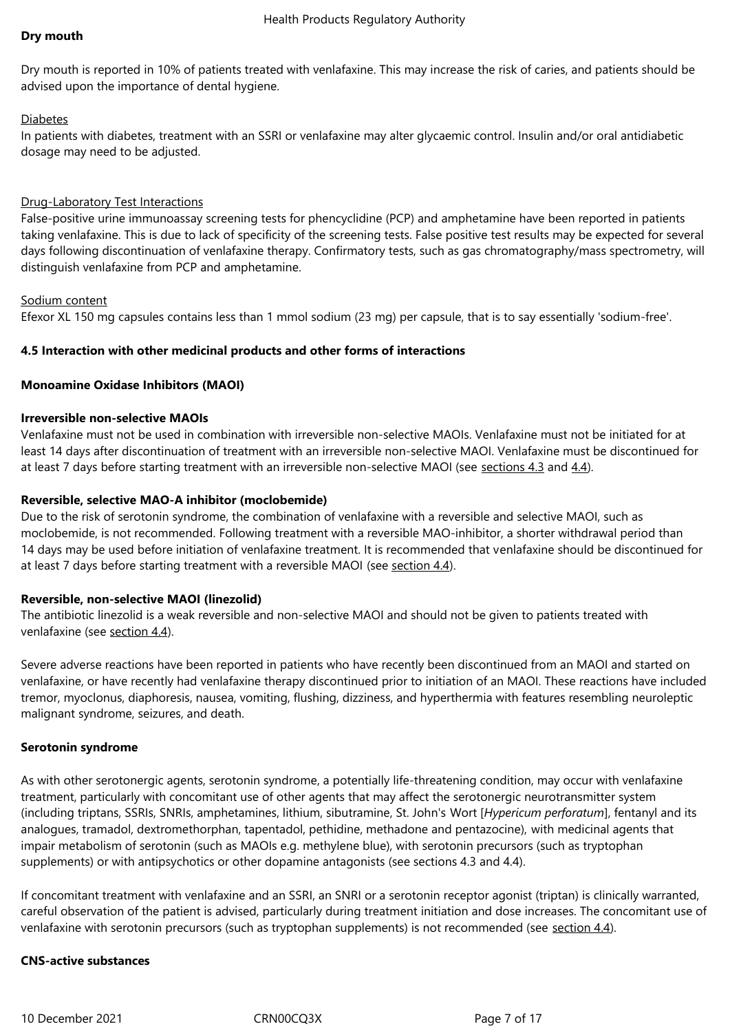**Dry mouth**

Dry mouth is reported in 10% of patients treated with venlafaxine. This may increase the risk of caries, and patients should be advised upon the importance of dental hygiene.

Diabetes

In patients with diabetes, treatment with an SSRI or venlafaxine may alter glycaemic control. Insulin and/or oral antidiabetic dosage may need to be adjusted.

Drug-Laboratory Test Interactions

False-positive urine immunoassay screening tests for phencyclidine (PCP) and amphetamine have been reported in patients taking venlafaxine. This is due to lack of specificity of the screening tests. False positive test results may be expected for several days following discontinuation of venlafaxine therapy. Confirmatory tests, such as gas chromatography/mass spectrometry, will distinguish venlafaxine from PCP and amphetamine.

Sodium content

Efexor XL 150 mg capsules contains less than 1 mmol sodium (23 mg) per capsule, that is to say essentially 'sodium-free'.

**4.5 Interaction with other medicinal products and other forms of interactions**

**Monoamine Oxidase Inhibitors (MAOI)**

**Irreversible non-selective MAOIs**

Venlafaxine must not be used in combination with irreversible non-selective MAOIs. Venlafaxine must not be initiated for at least 14 days after discontinuation of treatment with an irreversible non-selective MAOI. Venlafaxine must be discontinued for at least 7 days before starting treatment with an irreversible non-selective MAOI (see sections 4.3 and 4.4).

**Reversible, selective MAO-A inhibitor (moclobemide)**

Due to the risk of serotonin syndrome, the combination of venlafaxine with a reversible and selective MAOI, such as moclobemide, is not recommended. Following treatment with a reversible MAO-inhibitor, a shorter withdrawal period than 14 days may be used before initiation of venlafaxine treatment. It is recommended that venlafaxine should be discontinued for at least 7 days before starting treatment with a reversible MAOI (see section 4.4).

**Reversible, non-selective MAOI (linezolid)**

The antibiotic linezolid is a weak reversible and non-selective MAOI and should not be given to patients treated with venlafaxine (see section 4.4).

Severe adverse reactions have been reported in patients who have recently been discontinued from an MAOI and started on venlafaxine, or have recently had venlafaxine therapy discontinued prior to initiation of an MAOI. These reactions have included tremor, myoclonus, diaphoresis, nausea, vomiting, flushing, dizziness, and hyperthermia with features resembling neuroleptic malignant syndrome, seizures, and death.

**Serotonin syndrome**

As with other serotonergic agents, serotonin syndrome, a potentially life-threatening condition, may occur with venlafaxine treatment, particularly with concomitant use of other agents that may affect the serotonergic neurotransmitter system (including triptans, SSRIs, SNRIs, amphetamines, lithium, sibutramine, St. John's Wort [*Hypericum perforatum*], fentanyl and its analogues, tramadol, dextromethorphan, tapentadol, pethidine, methadone and pentazocine), with medicinal agents that impair metabolism of serotonin (such as MAOIs e.g. methylene blue), with serotonin precursors (such as tryptophan supplements) or with antipsychotics or other dopamine antagonists (see sections 4.3 and 4.4).

If concomitant treatment with venlafaxine and an SSRI, an SNRI or a serotonin receptor agonist (triptan) is clinically warranted, careful observation of the patient is advised, particularly during treatment initiation and dose increases. The concomitant use of venlafaxine with serotonin precursors (such as tryptophan supplements) is not recommended (see section 4.4).

**CNS-active substances**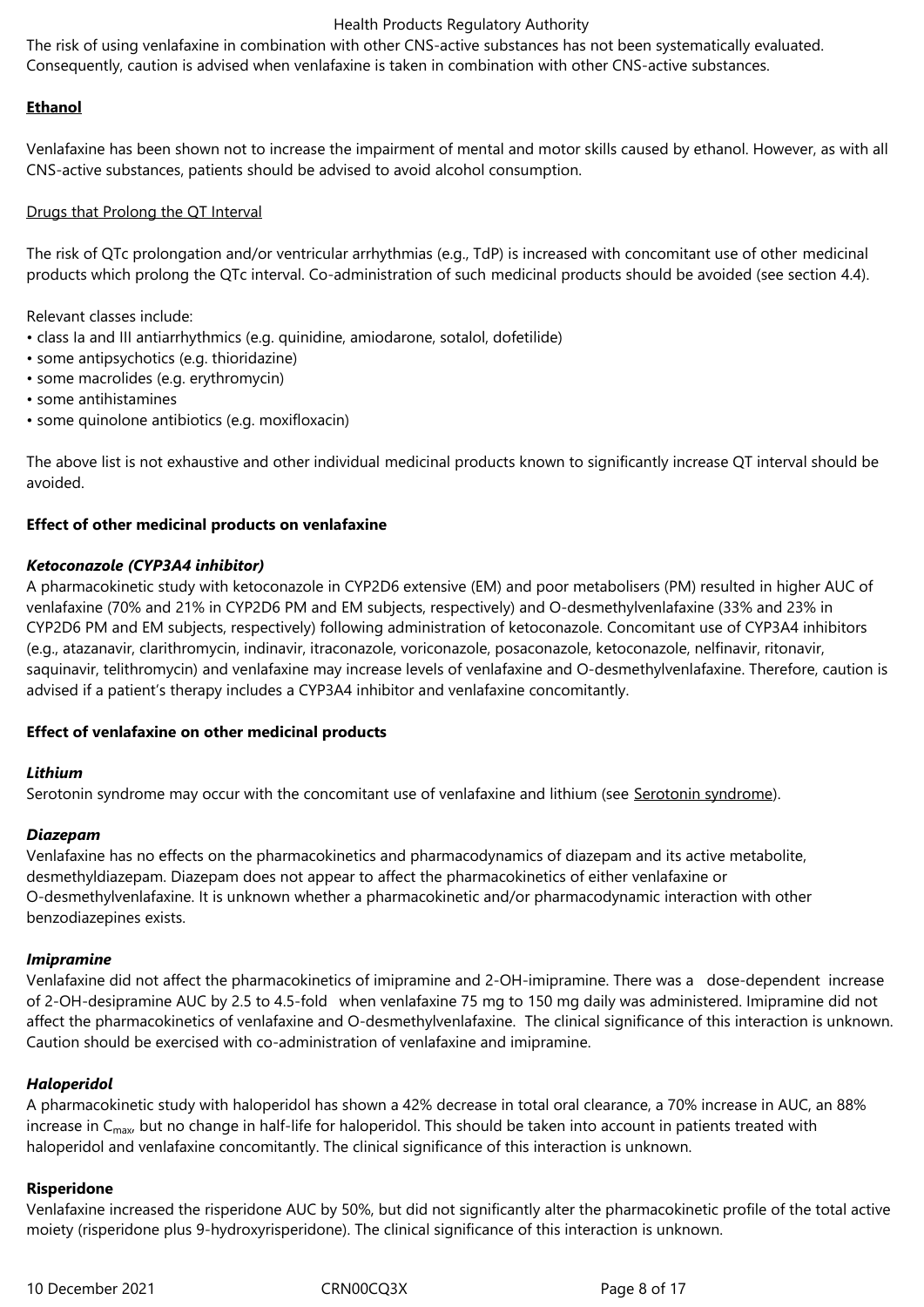The risk of using venlafaxine in combination with other CNS-active substances has not been systematically evaluated. Consequently, caution is advised when venlafaxine is taken in combination with other CNS-active substances.

**Ethanol**

Venlafaxine has been shown not to increase the impairment of mental and motor skills caused by ethanol. However, as with all CNS-active substances, patients should be advised to avoid alcohol consumption.

Drugs that Prolong the QT Interval

The risk of QTc prolongation and/or ventricular arrhythmias (e.g., TdP) is increased with concomitant use of other medicinal products which prolong the QTc interval. Co-administration of such medicinal products should be avoided (see section 4.4).

Relevant classes include:

- class Ia and III antiarrhythmics (e.g. quinidine, amiodarone, sotalol, dofetilide)
- some antipsychotics (e.g. thioridazine)
- some macrolides (e.g. erythromycin)
- some antihistamines
- some quinolone antibiotics (e.g. moxifloxacin)

The above list is not exhaustive and other individual medicinal products known to significantly increase QT interval should be avoided.

**Effect of other medicinal products on venlafaxine**

***Ketoconazole (CYP3A4 inhibitor)***

A pharmacokinetic study with ketoconazole in CYP2D6 extensive (EM) and poor metabolisers (PM) resulted in higher AUC of venlafaxine (70% and 21% in CYP2D6 PM and EM subjects, respectively) and O-desmethylvenlafaxine (33% and 23% in CYP2D6 PM and EM subjects, respectively) following administration of ketoconazole. Concomitant use of CYP3A4 inhibitors (e.g., atazanavir, clarithromycin, indinavir, itraconazole, voriconazole, posaconazole, ketoconazole, nelfinavir, ritonavir, saquinavir, telithromycin) and venlafaxine may increase levels of venlafaxine and O-desmethylvenlafaxine. Therefore, caution is advised if a patient's therapy includes a CYP3A4 inhibitor and venlafaxine concomitantly.

**Effect of venlafaxine on other medicinal products**

***Lithium***

Serotonin syndrome may occur with the concomitant use of venlafaxine and lithium (see Serotonin syndrome).

***Diazepam***

Venlafaxine has no effects on the pharmacokinetics and pharmacodynamics of diazepam and its active metabolite, desmethyldiazepam. Diazepam does not appear to affect the pharmacokinetics of either venlafaxine or O-desmethylvenlafaxine. It is unknown whether a pharmacokinetic and/or pharmacodynamic interaction with other benzodiazepines exists.

***Imipramine***

Venlafaxine did not affect the pharmacokinetics of imipramine and 2-OH-imipramine. There was a dose-dependent increase of 2-OH-desipramine AUC by 2.5 to 4.5-fold when venlafaxine 75 mg to 150 mg daily was administered. Imipramine did not affect the pharmacokinetics of venlafaxine and O-desmethylvenlafaxine. The clinical significance of this interaction is unknown. Caution should be exercised with co-administration of venlafaxine and imipramine.

***Haloperidol***

A pharmacokinetic study with haloperidol has shown a 42% decrease in total oral clearance, a 70% increase in AUC, an 88% increase in $C_{max}$, but no change in half-life for haloperidol. This should be taken into account in patients treated with haloperidol and venlafaxine concomitantly. The clinical significance of this interaction is unknown.

**Risperidone**

Venlafaxine increased the risperidone AUC by 50%, but did not significantly alter the pharmacokinetic profile of the total active moiety (risperidone plus 9-hydroxyrisperidone). The clinical significance of this interaction is unknown.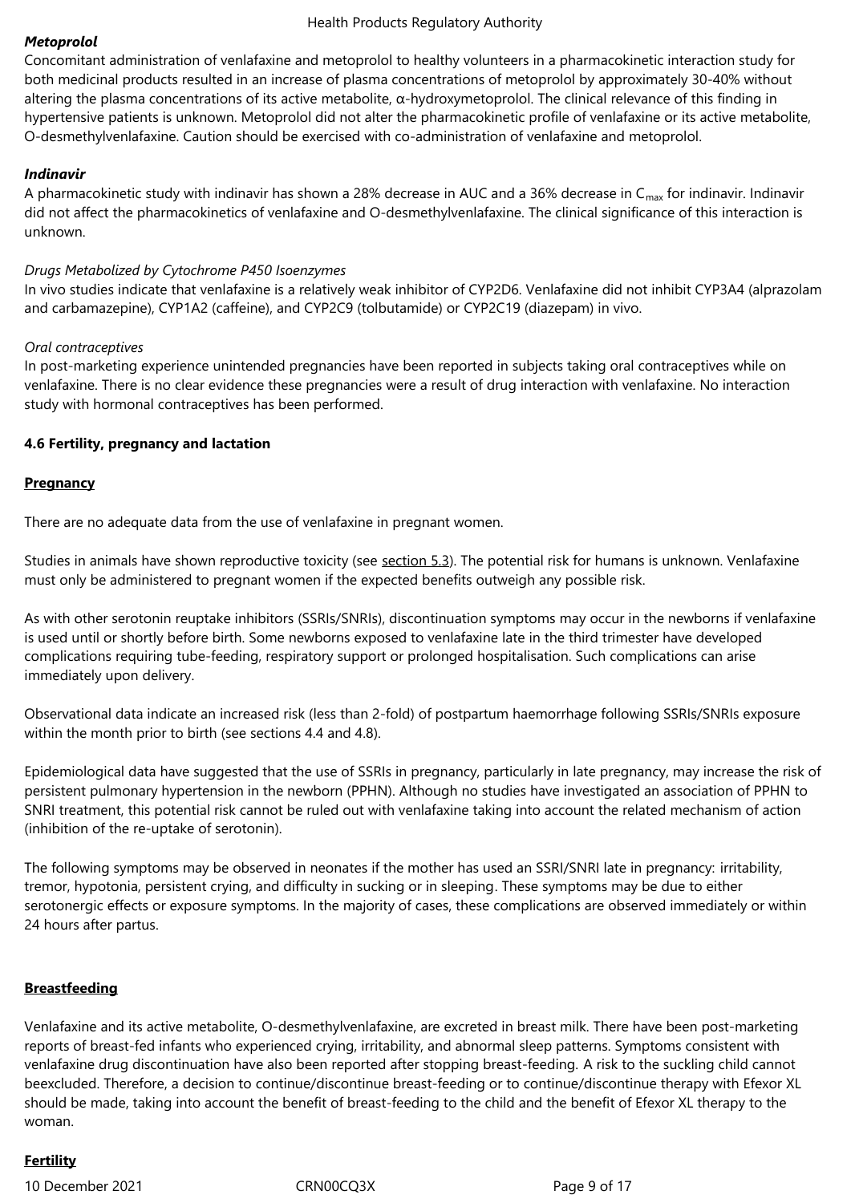***Metoprolol***

Concomitant administration of venlafaxine and metoprolol to healthy volunteers in a pharmacokinetic interaction study for both medicinal products resulted in an increase of plasma concentrations of metoprolol by approximately 30-40% without altering the plasma concentrations of its active metabolite, α-hydroxymetoprolol. The clinical relevance of this finding in hypertensive patients is unknown. Metoprolol did not alter the pharmacokinetic profile of venlafaxine or its active metabolite, O-desmethylvenlafaxine. Caution should be exercised with co-administration of venlafaxine and metoprolol.

***Indinavir***

A pharmacokinetic study with indinavir has shown a 28% decrease in AUC and a 36% decrease in $C_{max}$ for indinavir. Indinavir did not affect the pharmacokinetics of venlafaxine and O-desmethylvenlafaxine. The clinical significance of this interaction is unknown.

*Drugs Metabolized by Cytochrome P450 Isoenzymes*

In vivo studies indicate that venlafaxine is a relatively weak inhibitor of CYP2D6. Venlafaxine did not inhibit CYP3A4 (alprazolam and carbamazepine), CYP1A2 (caffeine), and CYP2C9 (tolbutamide) or CYP2C19 (diazepam) in vivo.

*Oral contraceptives*

In post-marketing experience unintended pregnancies have been reported in subjects taking oral contraceptives while on venlafaxine. There is no clear evidence these pregnancies were a result of drug interaction with venlafaxine. No interaction study with hormonal contraceptives has been performed.

**4.6 Fertility, pregnancy and lactation**

**Pregnancy**

There are no adequate data from the use of venlafaxine in pregnant women.

Studies in animals have shown reproductive toxicity (see section 5.3). The potential risk for humans is unknown. Venlafaxine must only be administered to pregnant women if the expected benefits outweigh any possible risk.

As with other serotonin reuptake inhibitors (SSRIs/SNRIs), discontinuation symptoms may occur in the newborns if venlafaxine is used until or shortly before birth. Some newborns exposed to venlafaxine late in the third trimester have developed complications requiring tube-feeding, respiratory support or prolonged hospitalisation. Such complications can arise immediately upon delivery.

Observational data indicate an increased risk (less than 2-fold) of postpartum haemorrhage following SSRIs/SNRIs exposure within the month prior to birth (see sections 4.4 and 4.8).

Epidemiological data have suggested that the use of SSRIs in pregnancy, particularly in late pregnancy, may increase the risk of persistent pulmonary hypertension in the newborn (PPHN). Although no studies have investigated an association of PPHN to SNRI treatment, this potential risk cannot be ruled out with venlafaxine taking into account the related mechanism of action (inhibition of the re-uptake of serotonin).

The following symptoms may be observed in neonates if the mother has used an SSRI/SNRI late in pregnancy: irritability, tremor, hypotonia, persistent crying, and difficulty in sucking or in sleeping. These symptoms may be due to either serotonergic effects or exposure symptoms. In the majority of cases, these complications are observed immediately or within 24 hours after partus.

**Breastfeeding**

Venlafaxine and its active metabolite, O-desmethylvenlafaxine, are excreted in breast milk. There have been post-marketing reports of breast-fed infants who experienced crying, irritability, and abnormal sleep patterns. Symptoms consistent with venlafaxine drug discontinuation have also been reported after stopping breast-feeding. A risk to the suckling child cannot beexcluded. Therefore, a decision to continue/discontinue breast-feeding or to continue/discontinue therapy with Efexor XL should be made, taking into account the benefit of breast-feeding to the child and the benefit of Efexor XL therapy to the woman.

**Fertility**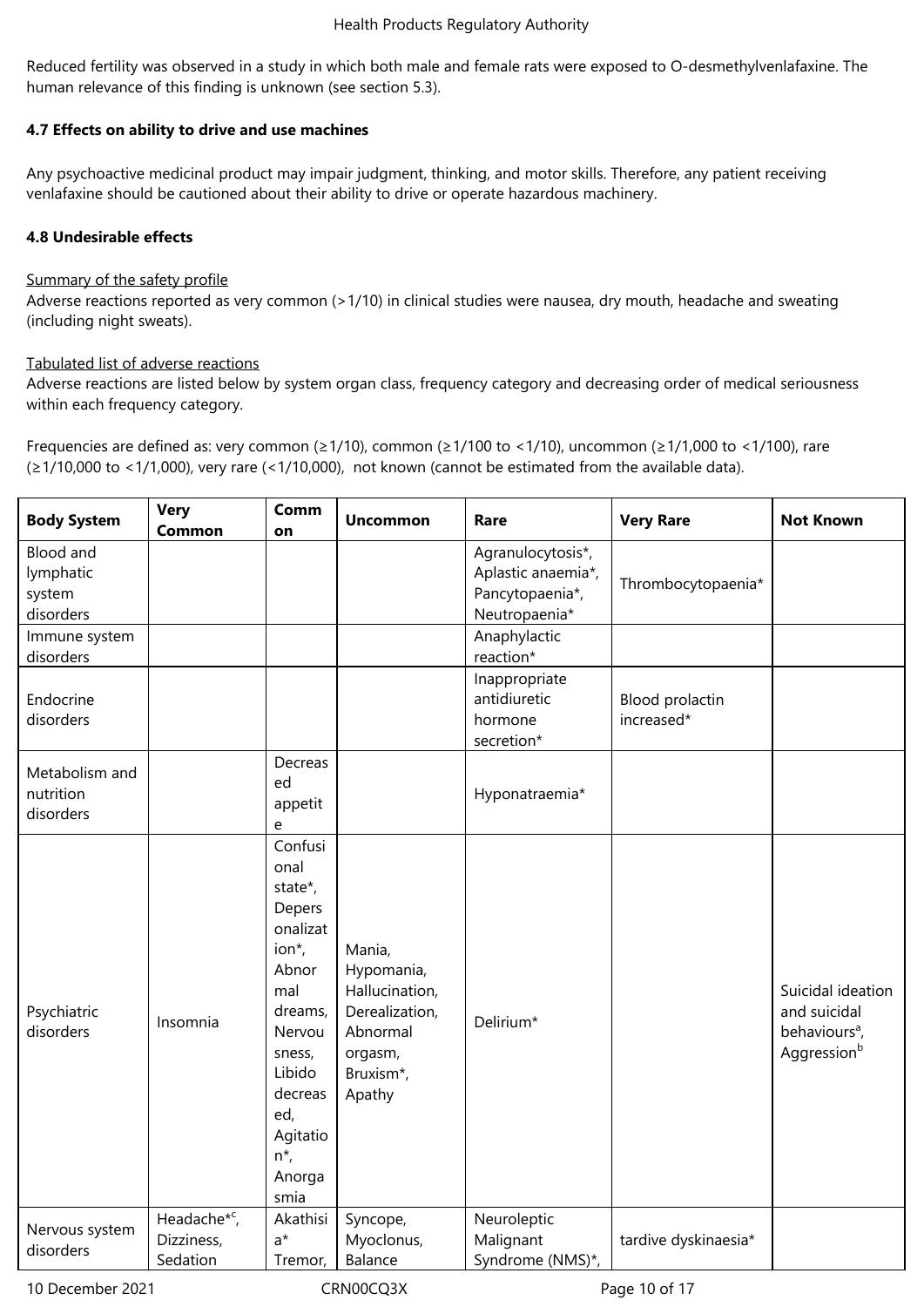Reduced fertility was observed in a study in which both male and female rats were exposed to O-desmethylvenlafaxine. The human relevance of this finding is unknown (see section 5.3).

### 4.7 Effects on ability to drive and use machines

Any psychoactive medicinal product may impair judgment, thinking, and motor skills. Therefore, any patient receiving venlafaxine should be cautioned about their ability to drive or operate hazardous machinery.

### 4.8 Undesirable effects

Summary of the safety profile

Adverse reactions reported as very common (>1/10) in clinical studies were nausea, dry mouth, headache and sweating (including night sweats).

Tabulated list of adverse reactions

Adverse reactions are listed below by system organ class, frequency category and decreasing order of medical seriousness within each frequency category.

Frequencies are defined as: very common (≥1/10), common (≥1/100 to <1/10), uncommon (≥1/1,000 to <1/100), rare (≥1/10,000 to <1/1,000), very rare (<1/10,000), not known (cannot be estimated from the available data).

| Body System | Very Common | Common | Uncommon | Rare | Very Rare | Not Known |
|---|---|---|---|---|---|---|
| Blood and lymphatic system disorders | | | | Agranulocytosis*, Aplastic anaemia*, Pancytopaenia*, Neutropaenia* | Thrombocytopaenia* | |
| Immune system disorders | | | | Anaphylactic reaction* | | |
| Endocrine disorders | | | | Inappropriate antidiuretic hormone secretion* | Blood prolactin increased* | |
| Metabolism and nutrition disorders | | Decreased appetite | | Hyponatraemia* | | |
| Psychiatric disorders | Insomnia | Confusional state*, Depersonalization*, Abnormal dreams, Nervousness, Libido decreased, Agitation*, Anorgasmia | Mania, Hypomania, Hallucination, Derealization, Abnormal orgasm, Bruxism*, Apathy | Delirium* | | Suicidal ideation and suicidal behaviours[a], Aggression[b] |
| Nervous system disorders | Headache*[c], Dizziness, Sedation | Akathisia* Tremor, | Syncope, Myoclonus, Balance | Neuroleptic Malignant Syndrome (NMS)*, | tardive dyskinaesia* | |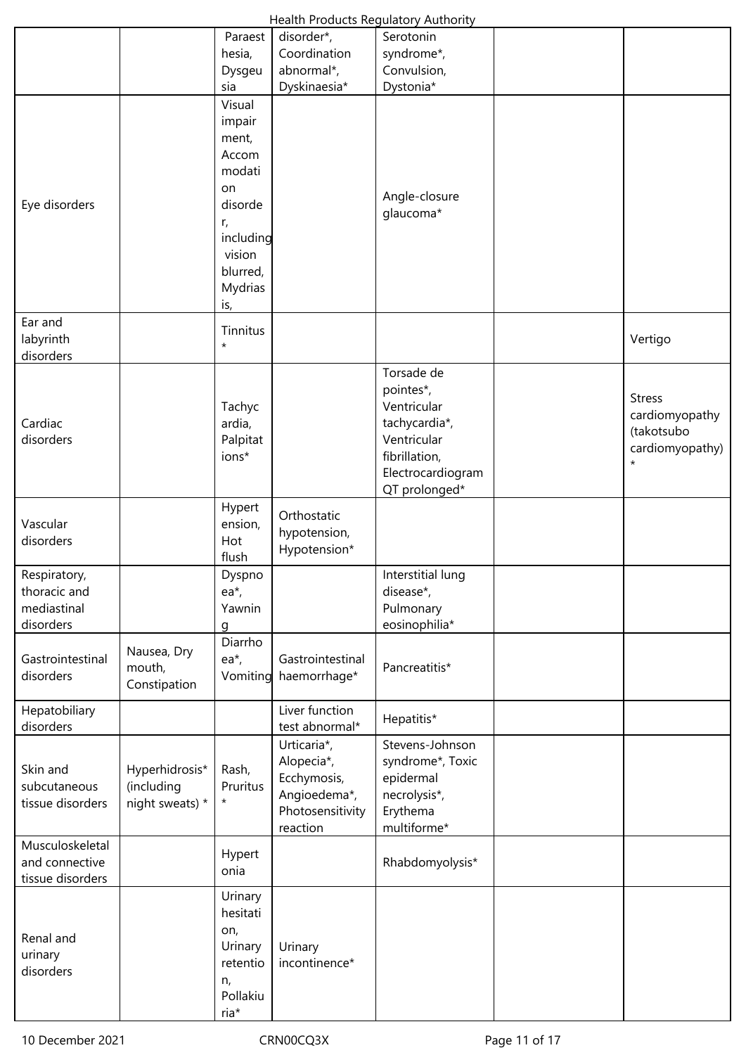| | | | | | | |
|---|---|---|---|---|---|---|
| | | Paraesthesia, Dysgeusia | disorder*, Coordination abnormal*, Dyskinaesia* | Serotonin syndrome*, Convulsion, Dystonia* | | |
| Eye disorders | | Visual impairment, Accommodation disorder, including vision blurred, Mydriasis, | | Angle-closure glaucoma* | | |
| Ear and labyrinth disorders | | Tinnitus * | | | | Vertigo |
| Cardiac disorders | | Tachycardia, Palpitations* | | Torsade de pointes*, Ventricular tachycardia*, Ventricular fibrillation, Electrocardiogram QT prolonged* | | Stress cardiomyopathy (takotsubo cardiomyopathy) * |
| Vascular disorders | | Hypertension, Hot flush | Orthostatic hypotension, Hypotension* | | | |
| Respiratory, thoracic and mediastinal disorders | | Dyspnoea*, Yawning | | Interstitial lung disease*, Pulmonary eosinophilia* | | |
| Gastrointestinal disorders | Nausea, Dry mouth, Constipation | Diarrhoea*, Vomiting | Gastrointestinal haemorrhage* | Pancreatitis* | | |
| Hepatobiliary disorders | | | Liver function test abnormal* | Hepatitis* | | |
| Skin and subcutaneous tissue disorders | Hyperhidrosis* (including night sweats) * | Rash, Pruritus * | Urticaria*, Alopecia*, Ecchymosis, Angioedema*, Photosensitivity reaction | Stevens-Johnson syndrome*, Toxic epidermal necrolysis*, Erythema multiforme* | | |
| Musculoskeletal and connective tissue disorders | | Hypertonia | | Rhabdomyolysis* | | |
| Renal and urinary disorders | | Urinary hesitation, Urinary retention, Pollakiuria* | Urinary incontinence* | | | |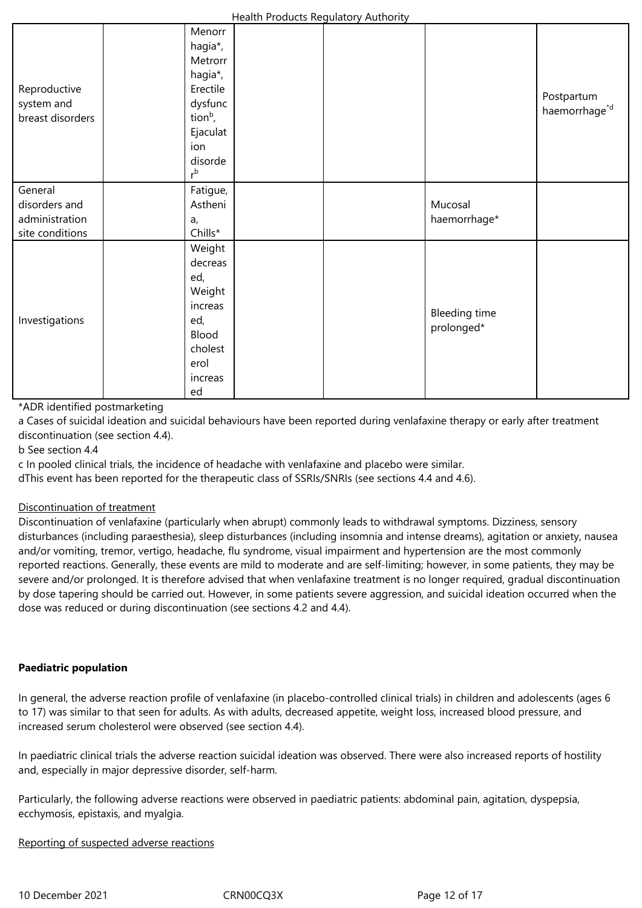| | | | | | | |
|---|---|---|---|---|---|---|
| Reproductive system and breast disorders | | Menorrhagia*, Metrorrhagia*, Erectile dysfunction[b], Ejaculation disorder[b] | | | | Postpartum haemorrhage*[d] |
| General disorders and administration site conditions | | Fatigue, Asthenia, Chills* | | | Mucosal haemorrhage* | |
| Investigations | | Weight decreased, Weight increased, Blood cholesterol increased | | | Bleeding time prolonged* | |

*ADR identified postmarketing

a Cases of suicidal ideation and suicidal behaviours have been reported during venlafaxine therapy or early after treatment discontinuation (see section 4.4).

b See section 4.4

c In pooled clinical trials, the incidence of headache with venlafaxine and placebo were similar.

dThis event has been reported for the therapeutic class of SSRIs/SNRIs (see sections 4.4 and 4.6).

Discontinuation of treatment

Discontinuation of venlafaxine (particularly when abrupt) commonly leads to withdrawal symptoms. Dizziness, sensory disturbances (including paraesthesia), sleep disturbances (including insomnia and intense dreams), agitation or anxiety, nausea and/or vomiting, tremor, vertigo, headache, flu syndrome, visual impairment and hypertension are the most commonly reported reactions. Generally, these events are mild to moderate and are self-limiting; however, in some patients, they may be severe and/or prolonged. It is therefore advised that when venlafaxine treatment is no longer required, gradual discontinuation by dose tapering should be carried out. However, in some patients severe aggression, and suicidal ideation occurred when the dose was reduced or during discontinuation (see sections 4.2 and 4.4).

**Paediatric population**

In general, the adverse reaction profile of venlafaxine (in placebo-controlled clinical trials) in children and adolescents (ages 6 to 17) was similar to that seen for adults. As with adults, decreased appetite, weight loss, increased blood pressure, and increased serum cholesterol were observed (see section 4.4).

In paediatric clinical trials the adverse reaction suicidal ideation was observed. There were also increased reports of hostility and, especially in major depressive disorder, self-harm.

Particularly, the following adverse reactions were observed in paediatric patients: abdominal pain, agitation, dyspepsia, ecchymosis, epistaxis, and myalgia.

Reporting of suspected adverse reactions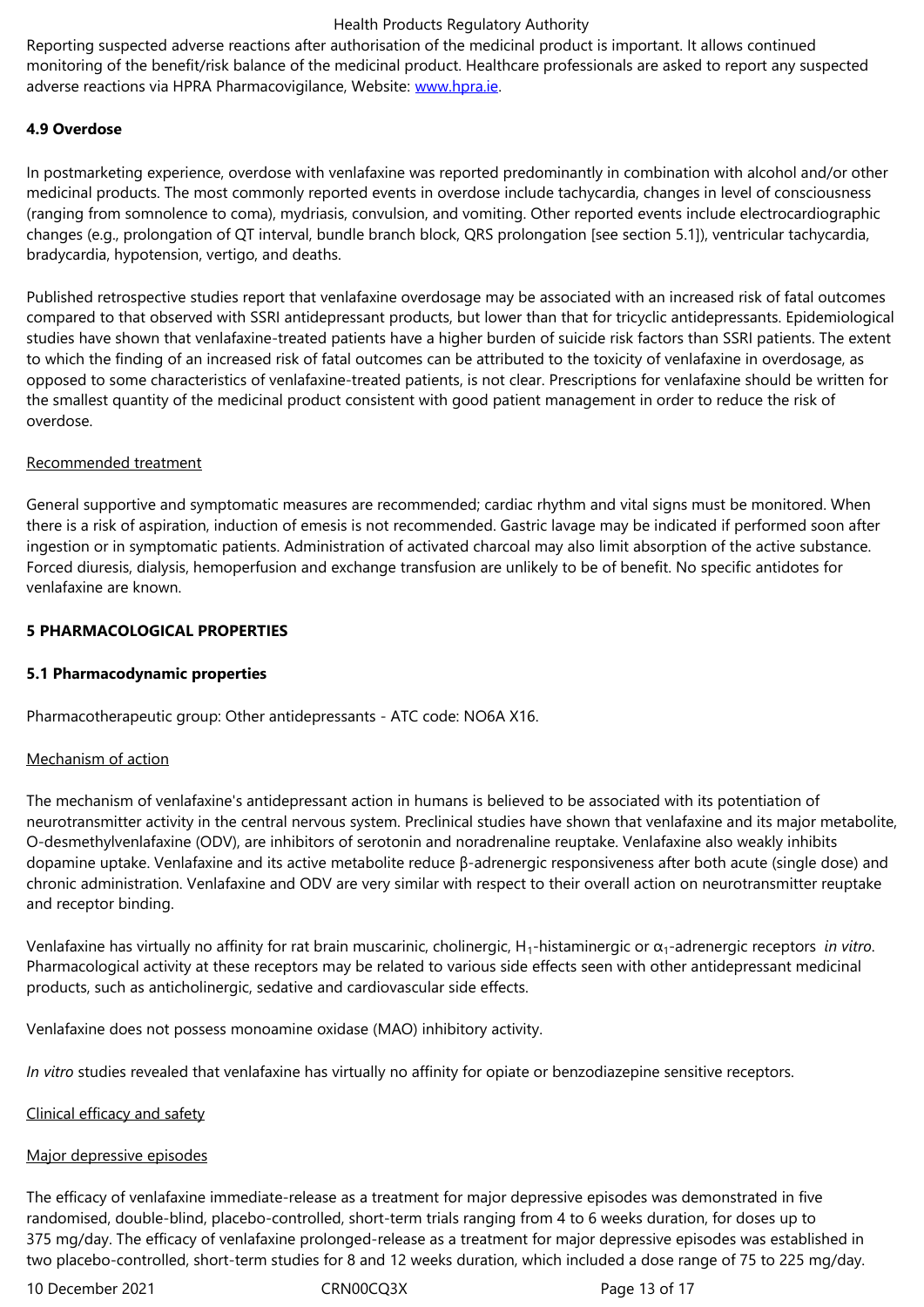Reporting suspected adverse reactions after authorisation of the medicinal product is important. It allows continued monitoring of the benefit/risk balance of the medicinal product. Healthcare professionals are asked to report any suspected adverse reactions via HPRA Pharmacovigilance, Website: www.hpra.ie.

**4.9 Overdose**

In postmarketing experience, overdose with venlafaxine was reported predominantly in combination with alcohol and/or other medicinal products. The most commonly reported events in overdose include tachycardia, changes in level of consciousness (ranging from somnolence to coma), mydriasis, convulsion, and vomiting. Other reported events include electrocardiographic changes (e.g., prolongation of QT interval, bundle branch block, QRS prolongation [see section 5.1]), ventricular tachycardia, bradycardia, hypotension, vertigo, and deaths.

Published retrospective studies report that venlafaxine overdosage may be associated with an increased risk of fatal outcomes compared to that observed with SSRI antidepressant products, but lower than that for tricyclic antidepressants. Epidemiological studies have shown that venlafaxine-treated patients have a higher burden of suicide risk factors than SSRI patients. The extent to which the finding of an increased risk of fatal outcomes can be attributed to the toxicity of venlafaxine in overdosage, as opposed to some characteristics of venlafaxine-treated patients, is not clear. Prescriptions for venlafaxine should be written for the smallest quantity of the medicinal product consistent with good patient management in order to reduce the risk of overdose.

Recommended treatment

General supportive and symptomatic measures are recommended; cardiac rhythm and vital signs must be monitored. When there is a risk of aspiration, induction of emesis is not recommended. Gastric lavage may be indicated if performed soon after ingestion or in symptomatic patients. Administration of activated charcoal may also limit absorption of the active substance. Forced diuresis, dialysis, hemoperfusion and exchange transfusion are unlikely to be of benefit. No specific antidotes for venlafaxine are known.

**5 PHARMACOLOGICAL PROPERTIES**

**5.1 Pharmacodynamic properties**

Pharmacotherapeutic group: Other antidepressants - ATC code: NO6A X16.

Mechanism of action

The mechanism of venlafaxine's antidepressant action in humans is believed to be associated with its potentiation of neurotransmitter activity in the central nervous system. Preclinical studies have shown that venlafaxine and its major metabolite, O-desmethylvenlafaxine (ODV), are inhibitors of serotonin and noradrenaline reuptake. Venlafaxine also weakly inhibits dopamine uptake. Venlafaxine and its active metabolite reduce β-adrenergic responsiveness after both acute (single dose) and chronic administration. Venlafaxine and ODV are very similar with respect to their overall action on neurotransmitter reuptake and receptor binding.

Venlafaxine has virtually no affinity for rat brain muscarinic, cholinergic, $H_1$-histaminergic or $\alpha_1$-adrenergic receptors *in vitro*. Pharmacological activity at these receptors may be related to various side effects seen with other antidepressant medicinal products, such as anticholinergic, sedative and cardiovascular side effects.

Venlafaxine does not possess monoamine oxidase (MAO) inhibitory activity.

*In vitro* studies revealed that venlafaxine has virtually no affinity for opiate or benzodiazepine sensitive receptors.

Clinical efficacy and safety

Major depressive episodes

The efficacy of venlafaxine immediate-release as a treatment for major depressive episodes was demonstrated in five randomised, double-blind, placebo-controlled, short-term trials ranging from 4 to 6 weeks duration, for doses up to 375 mg/day. The efficacy of venlafaxine prolonged-release as a treatment for major depressive episodes was established in two placebo-controlled, short-term studies for 8 and 12 weeks duration, which included a dose range of 75 to 225 mg/day.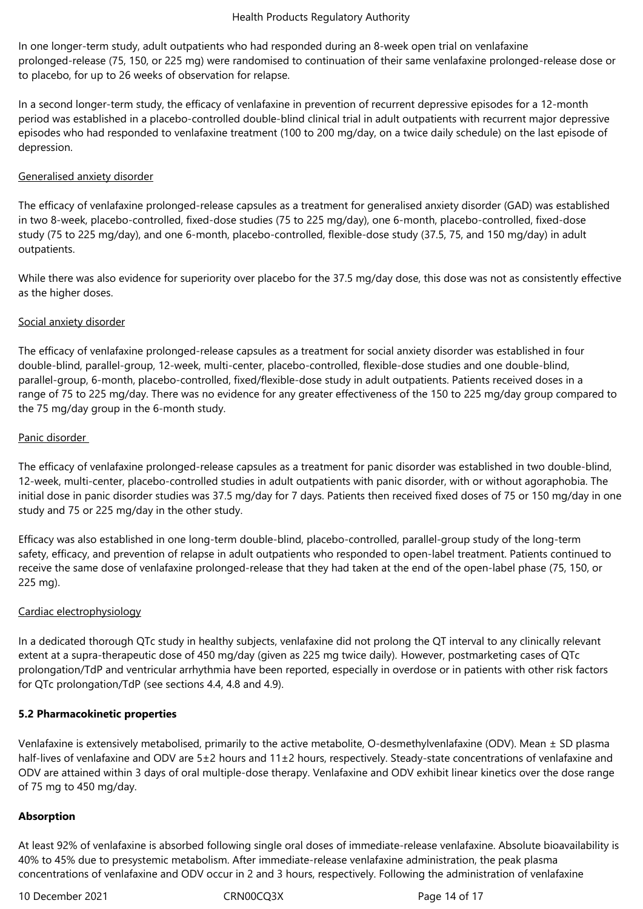In one longer-term study, adult outpatients who had responded during an 8-week open trial on venlafaxine prolonged-release (75, 150, or 225 mg) were randomised to continuation of their same venlafaxine prolonged-release dose or to placebo, for up to 26 weeks of observation for relapse.

In a second longer-term study, the efficacy of venlafaxine in prevention of recurrent depressive episodes for a 12-month period was established in a placebo-controlled double-blind clinical trial in adult outpatients with recurrent major depressive episodes who had responded to venlafaxine treatment (100 to 200 mg/day, on a twice daily schedule) on the last episode of depression.

Generalised anxiety disorder

The efficacy of venlafaxine prolonged-release capsules as a treatment for generalised anxiety disorder (GAD) was established in two 8-week, placebo-controlled, fixed-dose studies (75 to 225 mg/day), one 6-month, placebo-controlled, fixed-dose study (75 to 225 mg/day), and one 6-month, placebo-controlled, flexible-dose study (37.5, 75, and 150 mg/day) in adult outpatients.

While there was also evidence for superiority over placebo for the 37.5 mg/day dose, this dose was not as consistently effective as the higher doses.

Social anxiety disorder

The efficacy of venlafaxine prolonged-release capsules as a treatment for social anxiety disorder was established in four double-blind, parallel-group, 12-week, multi-center, placebo-controlled, flexible-dose studies and one double-blind, parallel-group, 6-month, placebo-controlled, fixed/flexible-dose study in adult outpatients. Patients received doses in a range of 75 to 225 mg/day. There was no evidence for any greater effectiveness of the 150 to 225 mg/day group compared to the 75 mg/day group in the 6-month study.

Panic disorder

The efficacy of venlafaxine prolonged-release capsules as a treatment for panic disorder was established in two double-blind, 12-week, multi-center, placebo-controlled studies in adult outpatients with panic disorder, with or without agoraphobia. The initial dose in panic disorder studies was 37.5 mg/day for 7 days. Patients then received fixed doses of 75 or 150 mg/day in one study and 75 or 225 mg/day in the other study.

Efficacy was also established in one long-term double-blind, placebo-controlled, parallel-group study of the long-term safety, efficacy, and prevention of relapse in adult outpatients who responded to open-label treatment. Patients continued to receive the same dose of venlafaxine prolonged-release that they had taken at the end of the open-label phase (75, 150, or 225 mg).

Cardiac electrophysiology

In a dedicated thorough QTc study in healthy subjects, venlafaxine did not prolong the QT interval to any clinically relevant extent at a supra-therapeutic dose of 450 mg/day (given as 225 mg twice daily). However, postmarketing cases of QTc prolongation/TdP and ventricular arrhythmia have been reported, especially in overdose or in patients with other risk factors for QTc prolongation/TdP (see sections 4.4, 4.8 and 4.9).

**5.2 Pharmacokinetic properties**

Venlafaxine is extensively metabolised, primarily to the active metabolite, O-desmethylvenlafaxine (ODV). Mean ± SD plasma half-lives of venlafaxine and ODV are 5±2 hours and 11±2 hours, respectively. Steady-state concentrations of venlafaxine and ODV are attained within 3 days of oral multiple-dose therapy. Venlafaxine and ODV exhibit linear kinetics over the dose range of 75 mg to 450 mg/day.

**Absorption**

At least 92% of venlafaxine is absorbed following single oral doses of immediate-release venlafaxine. Absolute bioavailability is 40% to 45% due to presystemic metabolism. After immediate-release venlafaxine administration, the peak plasma concentrations of venlafaxine and ODV occur in 2 and 3 hours, respectively. Following the administration of venlafaxine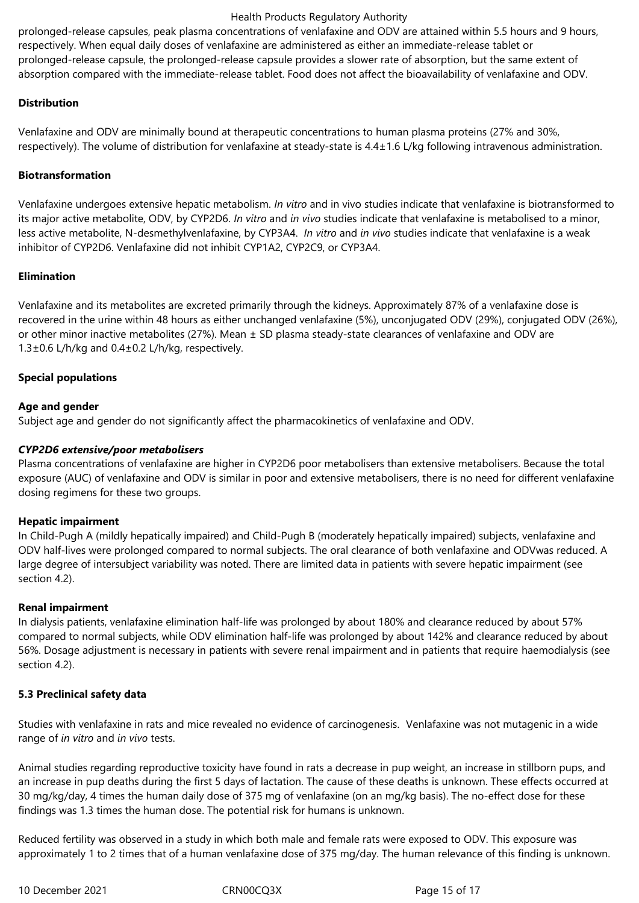prolonged-release capsules, peak plasma concentrations of venlafaxine and ODV are attained within 5.5 hours and 9 hours, respectively. When equal daily doses of venlafaxine are administered as either an immediate-release tablet or prolonged-release capsule, the prolonged-release capsule provides a slower rate of absorption, but the same extent of absorption compared with the immediate-release tablet. Food does not affect the bioavailability of venlafaxine and ODV.

**Distribution**

Venlafaxine and ODV are minimally bound at therapeutic concentrations to human plasma proteins (27% and 30%, respectively). The volume of distribution for venlafaxine at steady-state is 4.4±1.6 L/kg following intravenous administration.

**Biotransformation**

Venlafaxine undergoes extensive hepatic metabolism. *In vitro* and in vivo studies indicate that venlafaxine is biotransformed to its major active metabolite, ODV, by CYP2D6. *In vitro* and *in vivo* studies indicate that venlafaxine is metabolised to a minor, less active metabolite, N-desmethylvenlafaxine, by CYP3A4. *In vitro* and *in vivo* studies indicate that venlafaxine is a weak inhibitor of CYP2D6. Venlafaxine did not inhibit CYP1A2, CYP2C9, or CYP3A4.

**Elimination**

Venlafaxine and its metabolites are excreted primarily through the kidneys. Approximately 87% of a venlafaxine dose is recovered in the urine within 48 hours as either unchanged venlafaxine (5%), unconjugated ODV (29%), conjugated ODV (26%), or other minor inactive metabolites (27%). Mean ± SD plasma steady-state clearances of venlafaxine and ODV are 1.3±0.6 L/h/kg and 0.4±0.2 L/h/kg, respectively.

**Special populations**

**Age and gender**
Subject age and gender do not significantly affect the pharmacokinetics of venlafaxine and ODV.

***CYP2D6 extensive/poor metabolisers***
Plasma concentrations of venlafaxine are higher in CYP2D6 poor metabolisers than extensive metabolisers. Because the total exposure (AUC) of venlafaxine and ODV is similar in poor and extensive metabolisers, there is no need for different venlafaxine dosing regimens for these two groups.

**Hepatic impairment**
In Child-Pugh A (mildly hepatically impaired) and Child-Pugh B (moderately hepatically impaired) subjects, venlafaxine and ODV half-lives were prolonged compared to normal subjects. The oral clearance of both venlafaxine and ODVwas reduced. A large degree of intersubject variability was noted. There are limited data in patients with severe hepatic impairment (see section 4.2).

**Renal impairment**
In dialysis patients, venlafaxine elimination half-life was prolonged by about 180% and clearance reduced by about 57% compared to normal subjects, while ODV elimination half-life was prolonged by about 142% and clearance reduced by about 56%. Dosage adjustment is necessary in patients with severe renal impairment and in patients that require haemodialysis (see section 4.2).

**5.3 Preclinical safety data**

Studies with venlafaxine in rats and mice revealed no evidence of carcinogenesis. Venlafaxine was not mutagenic in a wide range of *in vitro* and *in vivo* tests.

Animal studies regarding reproductive toxicity have found in rats a decrease in pup weight, an increase in stillborn pups, and an increase in pup deaths during the first 5 days of lactation. The cause of these deaths is unknown. These effects occurred at 30 mg/kg/day, 4 times the human daily dose of 375 mg of venlafaxine (on an mg/kg basis). The no-effect dose for these findings was 1.3 times the human dose. The potential risk for humans is unknown.

Reduced fertility was observed in a study in which both male and female rats were exposed to ODV. This exposure was approximately 1 to 2 times that of a human venlafaxine dose of 375 mg/day. The human relevance of this finding is unknown.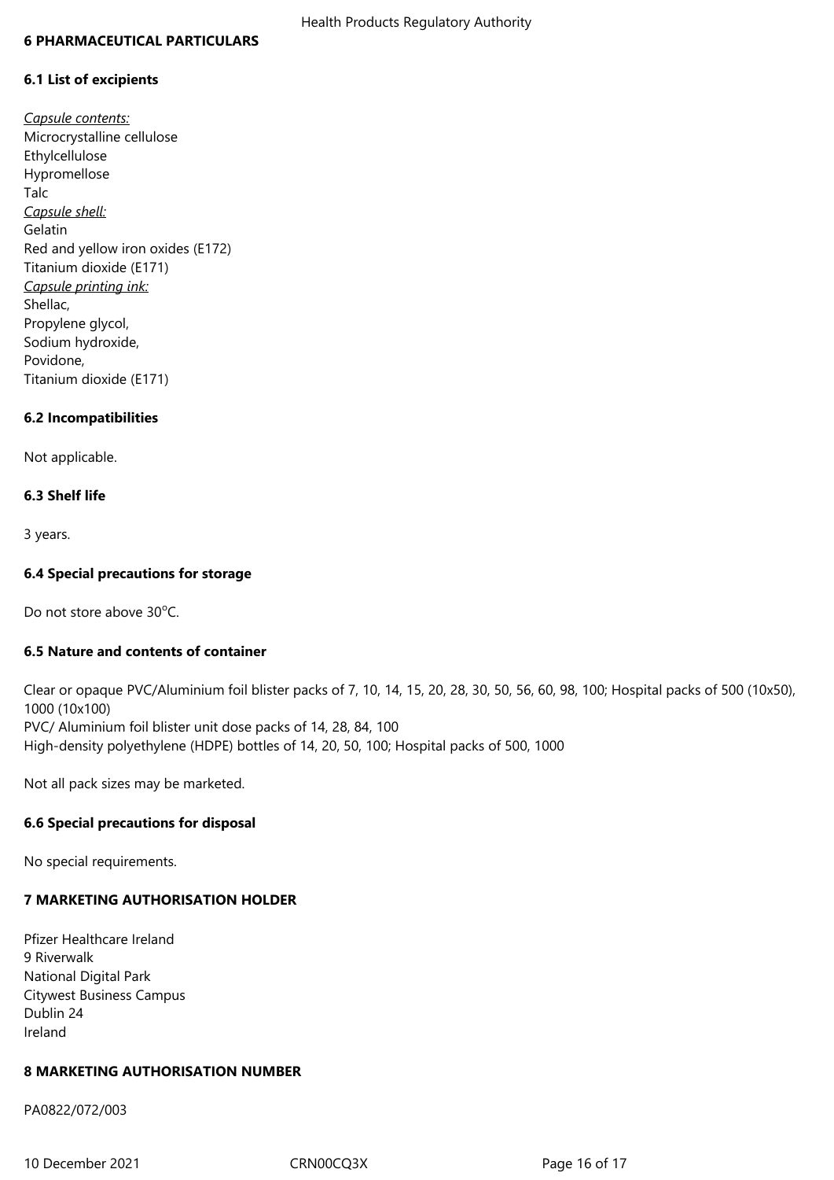## 6 PHARMACEUTICAL PARTICULARS

### 6.1 List of excipients

*Capsule contents:*
Microcrystalline cellulose
Ethylcellulose
Hypromellose
Talc
*Capsule shell:*
Gelatin
Red and yellow iron oxides (E172)
Titanium dioxide (E171)
*Capsule printing ink:*
Shellac,
Propylene glycol,
Sodium hydroxide,
Povidone,
Titanium dioxide (E171)

### 6.2 Incompatibilities

Not applicable.

### 6.3 Shelf life

3 years.

### 6.4 Special precautions for storage

Do not store above 30°C.

### 6.5 Nature and contents of container

Clear or opaque PVC/Aluminium foil blister packs of 7, 10, 14, 15, 20, 28, 30, 50, 56, 60, 98, 100; Hospital packs of 500 (10x50), 1000 (10x100)
PVC/ Aluminium foil blister unit dose packs of 14, 28, 84, 100
High-density polyethylene (HDPE) bottles of 14, 20, 50, 100; Hospital packs of 500, 1000

Not all pack sizes may be marketed.

### 6.6 Special precautions for disposal

No special requirements.

## 7 MARKETING AUTHORISATION HOLDER

Pfizer Healthcare Ireland
9 Riverwalk
National Digital Park
Citywest Business Campus
Dublin 24
Ireland

## 8 MARKETING AUTHORISATION NUMBER

PA0822/072/003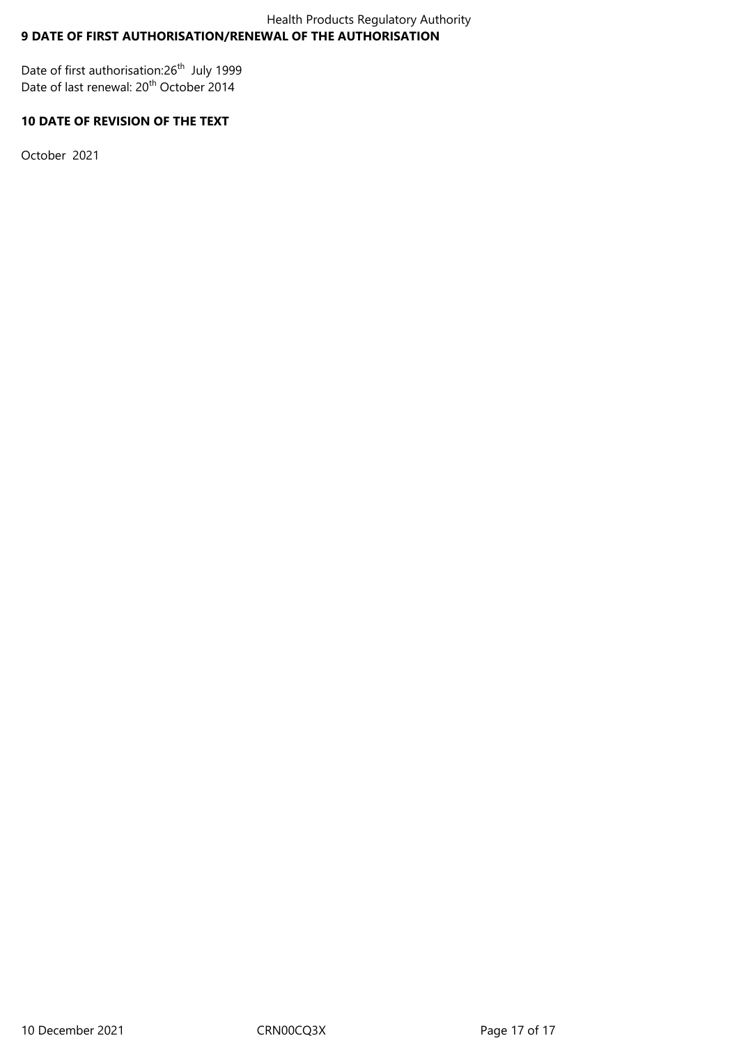## 9 DATE OF FIRST AUTHORISATION/RENEWAL OF THE AUTHORISATION

Date of first authorisation:26th July 1999
Date of last renewal: 20th October 2014

## 10 DATE OF REVISION OF THE TEXT

October 2021